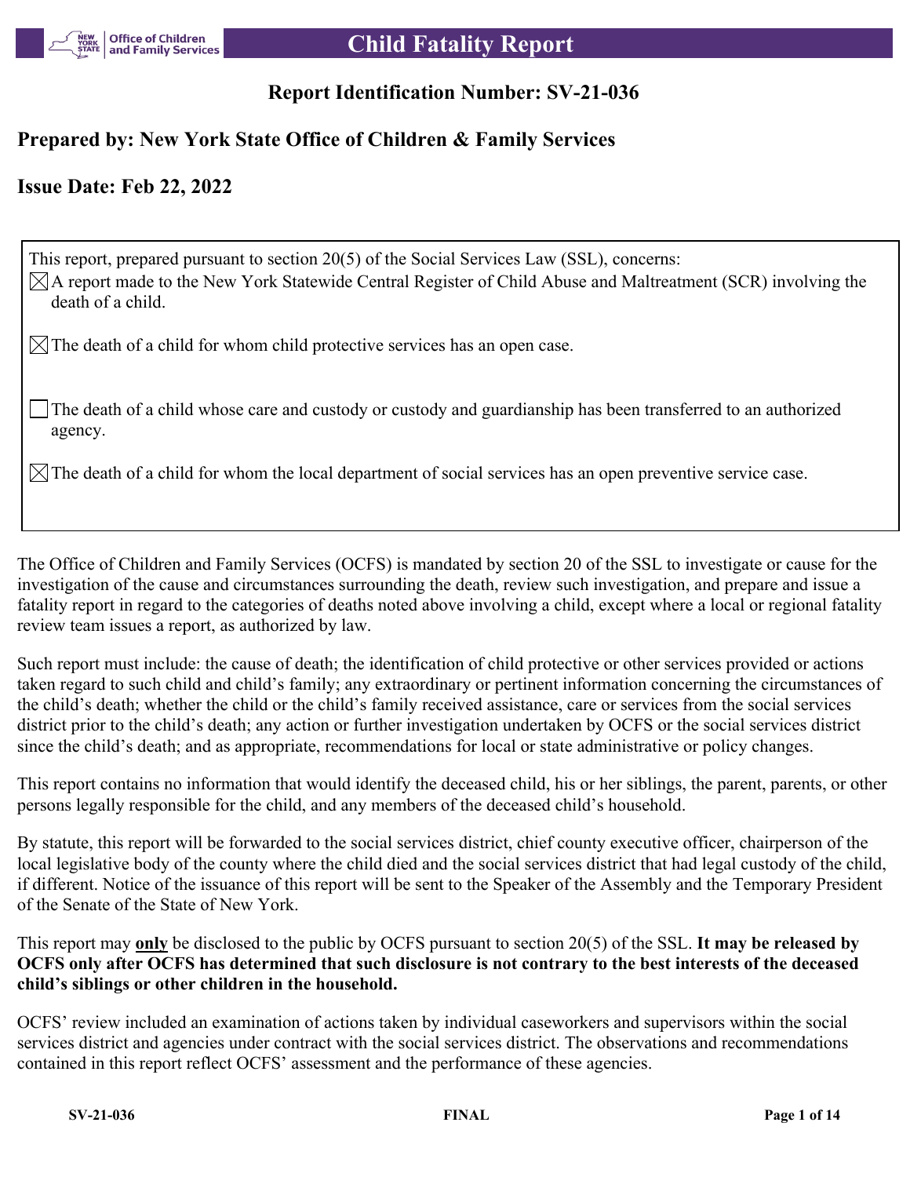# Child Fatality Report

## Report Identification Number: SV-21-036

## Prepared by: New York State Office of Children & Family Services

## Issue Date: Feb 22, 2022

This report, prepared pursuant to section 20(5) of the Social Services Law (SSL), concerns:

- ☒ A report made to the New York Statewide Central Register of Child Abuse and Maltreatment (SCR) involving the death of a child.
- ☒ The death of a child for whom child protective services has an open case.
- ☐ The death of a child whose care and custody or custody and guardianship has been transferred to an authorized agency.
- ☒ The death of a child for whom the local department of social services has an open preventive service case.

The Office of Children and Family Services (OCFS) is mandated by section 20 of the SSL to investigate or cause for the investigation of the cause and circumstances surrounding the death, review such investigation, and prepare and issue a fatality report in regard to the categories of deaths noted above involving a child, except where a local or regional fatality review team issues a report, as authorized by law.

Such report must include: the cause of death; the identification of child protective or other services provided or actions taken regard to such child and child's family; any extraordinary or pertinent information concerning the circumstances of the child's death; whether the child or the child's family received assistance, care or services from the social services district prior to the child's death; any action or further investigation undertaken by OCFS or the social services district since the child's death; and as appropriate, recommendations for local or state administrative or policy changes.

This report contains no information that would identify the deceased child, his or her siblings, the parent, parents, or other persons legally responsible for the child, and any members of the deceased child's household.

By statute, this report will be forwarded to the social services district, chief county executive officer, chairperson of the local legislative body of the county where the child died and the social services district that had legal custody of the child, if different. Notice of the issuance of this report will be sent to the Speaker of the Assembly and the Temporary President of the Senate of the State of New York.

This report may **only** be disclosed to the public by OCFS pursuant to section 20(5) of the SSL. **It may be released by OCFS only after OCFS has determined that such disclosure is not contrary to the best interests of the deceased child's siblings or other children in the household.**

OCFS' review included an examination of actions taken by individual caseworkers and supervisors within the social services district and agencies under contract with the social services district. The observations and recommendations contained in this report reflect OCFS' assessment and the performance of these agencies.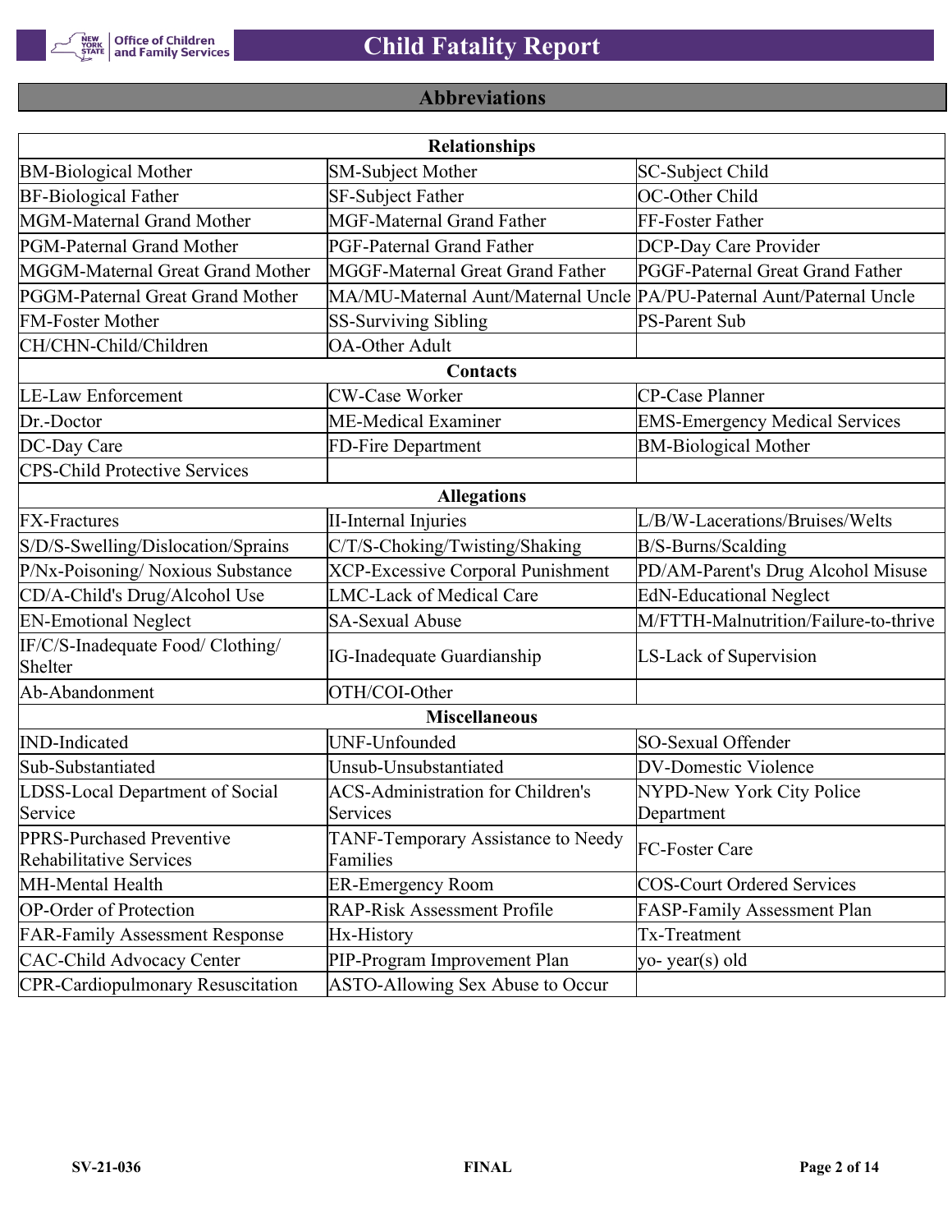## Abbreviations

| Relationships | | |
|---|---|---|
| BM-Biological Mother | SM-Subject Mother | SC-Subject Child |
| BF-Biological Father | SF-Subject Father | OC-Other Child |
| MGM-Maternal Grand Mother | MGF-Maternal Grand Father | FF-Foster Father |
| PGM-Paternal Grand Mother | PGF-Paternal Grand Father | DCP-Day Care Provider |
| MGGM-Maternal Great Grand Mother | MGGF-Maternal Great Grand Father | PGGF-Paternal Great Grand Father |
| PGGM-Paternal Great Grand Mother | MA/MU-Maternal Aunt/Maternal Uncle | PA/PU-Paternal Aunt/Paternal Uncle |
| FM-Foster Mother | SS-Surviving Sibling | PS-Parent Sub |
| CH/CHN-Child/Children | OA-Other Adult | |
| **Contacts** | | |
| LE-Law Enforcement | CW-Case Worker | CP-Case Planner |
| Dr.-Doctor | ME-Medical Examiner | EMS-Emergency Medical Services |
| DC-Day Care | FD-Fire Department | BM-Biological Mother |
| CPS-Child Protective Services | | |
| **Allegations** | | |
| FX-Fractures | II-Internal Injuries | L/B/W-Lacerations/Bruises/Welts |
| S/D/S-Swelling/Dislocation/Sprains | C/T/S-Choking/Twisting/Shaking | B/S-Burns/Scalding |
| P/Nx-Poisoning/ Noxious Substance | XCP-Excessive Corporal Punishment | PD/AM-Parent's Drug Alcohol Misuse |
| CD/A-Child's Drug/Alcohol Use | LMC-Lack of Medical Care | EdN-Educational Neglect |
| EN-Emotional Neglect | SA-Sexual Abuse | M/FTTH-Malnutrition/Failure-to-thrive |
| IF/C/S-Inadequate Food/ Clothing/ Shelter | IG-Inadequate Guardianship | LS-Lack of Supervision |
| Ab-Abandonment | OTH/COI-Other | |
| **Miscellaneous** | | |
| IND-Indicated | UNF-Unfounded | SO-Sexual Offender |
| Sub-Substantiated | Unsub-Unsubstantiated | DV-Domestic Violence |
| LDSS-Local Department of Social Service | ACS-Administration for Children's Services | NYPD-New York City Police Department |
| PPRS-Purchased Preventive Rehabilitative Services | TANF-Temporary Assistance to Needy Families | FC-Foster Care |
| MH-Mental Health | ER-Emergency Room | COS-Court Ordered Services |
| OP-Order of Protection | RAP-Risk Assessment Profile | FASP-Family Assessment Plan |
| FAR-Family Assessment Response | Hx-History | Tx-Treatment |
| CAC-Child Advocacy Center | PIP-Program Improvement Plan | yo- year(s) old |
| CPR-Cardiopulmonary Resuscitation | ASTO-Allowing Sex Abuse to Occur | |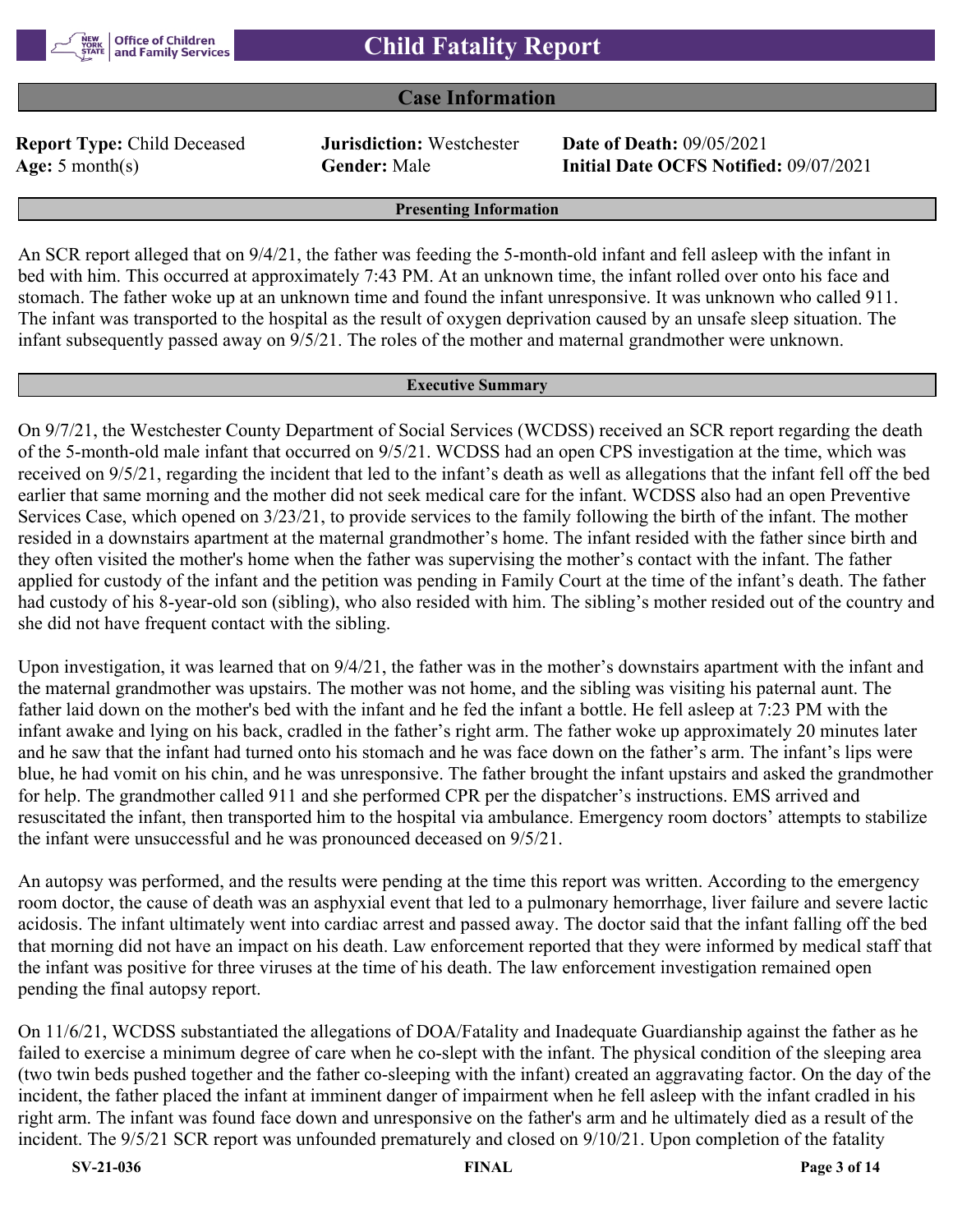# Child Fatality Report

## Case Information

**Report Type:** Child Deceased  **Jurisdiction:** Westchester  **Date of Death:** 09/05/2021
**Age:** 5 month(s)  **Gender:** Male  **Initial Date OCFS Notified:** 09/07/2021

### Presenting Information

An SCR report alleged that on 9/4/21, the father was feeding the 5-month-old infant and fell asleep with the infant in bed with him. This occurred at approximately 7:43 PM. At an unknown time, the infant rolled over onto his face and stomach. The father woke up at an unknown time and found the infant unresponsive. It was unknown who called 911. The infant was transported to the hospital as the result of oxygen deprivation caused by an unsafe sleep situation. The infant subsequently passed away on 9/5/21. The roles of the mother and maternal grandmother were unknown.

### Executive Summary

On 9/7/21, the Westchester County Department of Social Services (WCDSS) received an SCR report regarding the death of the 5-month-old male infant that occurred on 9/5/21. WCDSS had an open CPS investigation at the time, which was received on 9/5/21, regarding the incident that led to the infant's death as well as allegations that the infant fell off the bed earlier that same morning and the mother did not seek medical care for the infant. WCDSS also had an open Preventive Services Case, which opened on 3/23/21, to provide services to the family following the birth of the infant. The mother resided in a downstairs apartment at the maternal grandmother's home. The infant resided with the father since birth and they often visited the mother's home when the father was supervising the mother's contact with the infant. The father applied for custody of the infant and the petition was pending in Family Court at the time of the infant's death. The father had custody of his 8-year-old son (sibling), who also resided with him. The sibling's mother resided out of the country and she did not have frequent contact with the sibling.

Upon investigation, it was learned that on 9/4/21, the father was in the mother's downstairs apartment with the infant and the maternal grandmother was upstairs. The mother was not home, and the sibling was visiting his paternal aunt. The father laid down on the mother's bed with the infant and he fed the infant a bottle. He fell asleep at 7:23 PM with the infant awake and lying on his back, cradled in the father's right arm. The father woke up approximately 20 minutes later and he saw that the infant had turned onto his stomach and he was face down on the father's arm. The infant's lips were blue, he had vomit on his chin, and he was unresponsive. The father brought the infant upstairs and asked the grandmother for help. The grandmother called 911 and she performed CPR per the dispatcher's instructions. EMS arrived and resuscitated the infant, then transported him to the hospital via ambulance. Emergency room doctors' attempts to stabilize the infant were unsuccessful and he was pronounced deceased on 9/5/21.

An autopsy was performed, and the results were pending at the time this report was written. According to the emergency room doctor, the cause of death was an asphyxial event that led to a pulmonary hemorrhage, liver failure and severe lactic acidosis. The infant ultimately went into cardiac arrest and passed away. The doctor said that the infant falling off the bed that morning did not have an impact on his death. Law enforcement reported that they were informed by medical staff that the infant was positive for three viruses at the time of his death. The law enforcement investigation remained open pending the final autopsy report.

On 11/6/21, WCDSS substantiated the allegations of DOA/Fatality and Inadequate Guardianship against the father as he failed to exercise a minimum degree of care when he co-slept with the infant. The physical condition of the sleeping area (two twin beds pushed together and the father co-sleeping with the infant) created an aggravating factor. On the day of the incident, the father placed the infant at imminent danger of impairment when he fell asleep with the infant cradled in his right arm. The infant was found face down and unresponsive on the father's arm and he ultimately died as a result of the incident. The 9/5/21 SCR report was unfounded prematurely and closed on 9/10/21. Upon completion of the fatality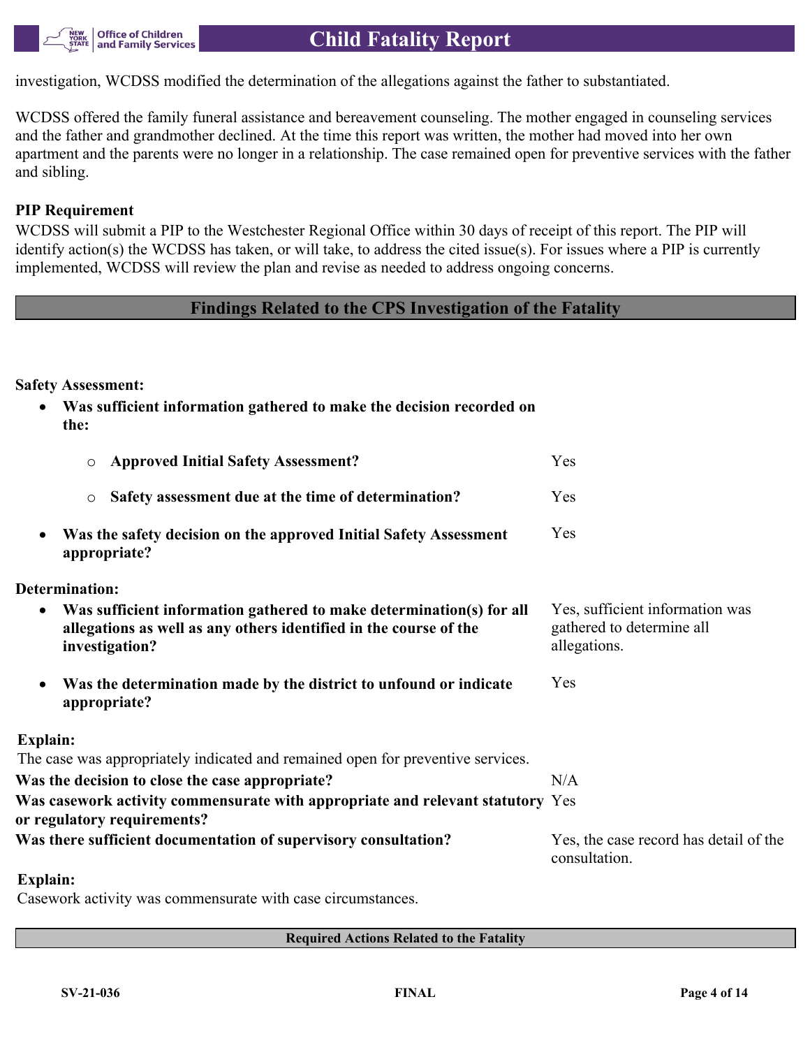investigation, WCDSS modified the determination of the allegations against the father to substantiated.

WCDSS offered the family funeral assistance and bereavement counseling. The mother engaged in counseling services and the father and grandmother declined. At the time this report was written, the mother had moved into her own apartment and the parents were no longer in a relationship. The case remained open for preventive services with the father and sibling.

**PIP Requirement**
WCDSS will submit a PIP to the Westchester Regional Office within 30 days of receipt of this report. The PIP will identify action(s) the WCDSS has taken, or will take, to address the cited issue(s). For issues where a PIP is currently implemented, WCDSS will review the plan and revise as needed to address ongoing concerns.

## Findings Related to the CPS Investigation of the Fatality

**Safety Assessment:**

- **Was sufficient information gathered to make the decision recorded on the:**
    - **Approved Initial Safety Assessment?** — Yes
    - **Safety assessment due at the time of determination?** — Yes
- **Was the safety decision on the approved Initial Safety Assessment appropriate?** — Yes

**Determination:**

- **Was sufficient information gathered to make determination(s) for all allegations as well as any others identified in the course of the investigation?** — Yes, sufficient information was gathered to determine all allegations.
- **Was the determination made by the district to unfound or indicate appropriate?** — Yes

**Explain:**
The case was appropriately indicated and remained open for preventive services.

**Was the decision to close the case appropriate?** — N/A

**Was casework activity commensurate with appropriate and relevant statutory or regulatory requirements?** — Yes

**Was there sufficient documentation of supervisory consultation?** — Yes, the case record has detail of the consultation.

**Explain:**
Casework activity was commensurate with case circumstances.

## Required Actions Related to the Fatality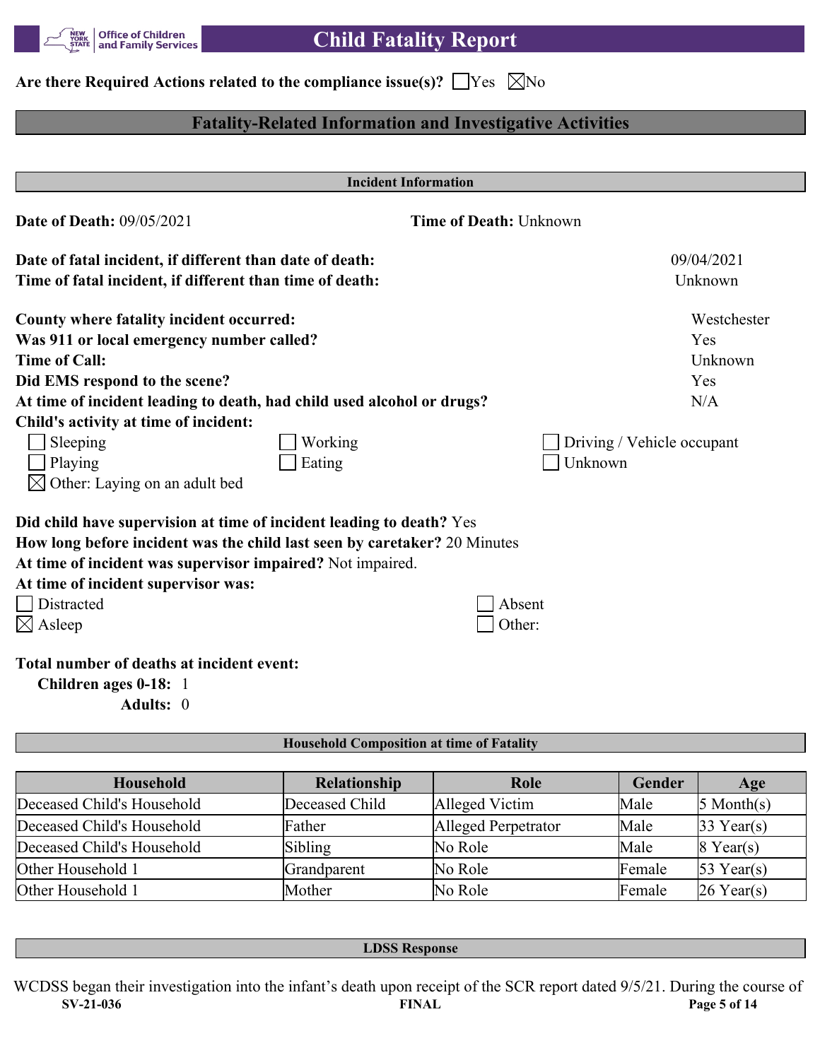**Are there Required Actions related to the compliance issue(s)?** ☐Yes ☒No

## Fatality-Related Information and Investigative Activities

### Incident Information

**Date of Death:** 09/05/2021 **Time of Death:** Unknown

**Date of fatal incident, if different than date of death:** 09/04/2021
**Time of fatal incident, if different than time of death:** Unknown

**County where fatality incident occurred:** Westchester
**Was 911 or local emergency number called?** Yes
**Time of Call:** Unknown
**Did EMS respond to the scene?** Yes
**At time of incident leading to death, had child used alcohol or drugs?** N/A
**Child's activity at time of incident:**

☐ Sleeping ☐ Working ☐ Driving / Vehicle occupant
☐ Playing ☐ Eating ☐ Unknown
☒ Other: Laying on an adult bed

**Did child have supervision at time of incident leading to death?** Yes
**How long before incident was the child last seen by caretaker?** 20 Minutes
**At time of incident was supervisor impaired?** Not impaired.
**At time of incident supervisor was:**

☐ Distracted ☐ Absent
☒ Asleep ☐ Other:

**Total number of deaths at incident event:**
**Children ages 0-18:** 1
**Adults:** 0

### Household Composition at time of Fatality

| Household | Relationship | Role | Gender | Age |
|---|---|---|---|---|
| Deceased Child's Household | Deceased Child | Alleged Victim | Male | 5 Month(s) |
| Deceased Child's Household | Father | Alleged Perpetrator | Male | 33 Year(s) |
| Deceased Child's Household | Sibling | No Role | Male | 8 Year(s) |
| Other Household 1 | Grandparent | No Role | Female | 53 Year(s) |
| Other Household 1 | Mother | No Role | Female | 26 Year(s) |

### LDSS Response

WCDSS began their investigation into the infant's death upon receipt of the SCR report dated 9/5/21. During the course of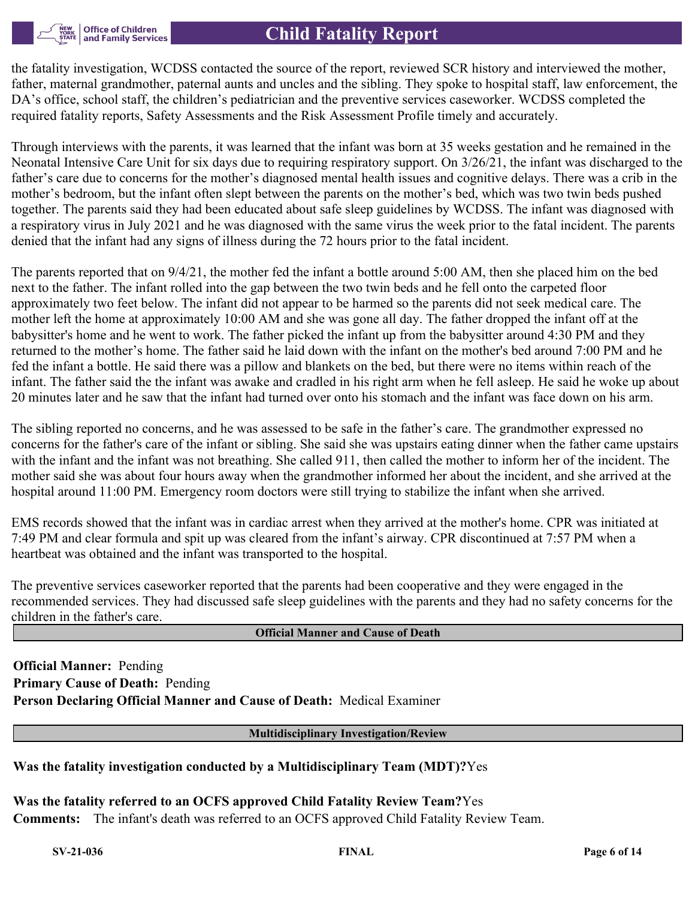the fatality investigation, WCDSS contacted the source of the report, reviewed SCR history and interviewed the mother, father, maternal grandmother, paternal aunts and uncles and the sibling. They spoke to hospital staff, law enforcement, the DA's office, school staff, the children's pediatrician and the preventive services caseworker. WCDSS completed the required fatality reports, Safety Assessments and the Risk Assessment Profile timely and accurately.

Through interviews with the parents, it was learned that the infant was born at 35 weeks gestation and he remained in the Neonatal Intensive Care Unit for six days due to requiring respiratory support. On 3/26/21, the infant was discharged to the father's care due to concerns for the mother's diagnosed mental health issues and cognitive delays. There was a crib in the mother's bedroom, but the infant often slept between the parents on the mother's bed, which was two twin beds pushed together. The parents said they had been educated about safe sleep guidelines by WCDSS. The infant was diagnosed with a respiratory virus in July 2021 and he was diagnosed with the same virus the week prior to the fatal incident. The parents denied that the infant had any signs of illness during the 72 hours prior to the fatal incident.

The parents reported that on 9/4/21, the mother fed the infant a bottle around 5:00 AM, then she placed him on the bed next to the father. The infant rolled into the gap between the two twin beds and he fell onto the carpeted floor approximately two feet below. The infant did not appear to be harmed so the parents did not seek medical care. The mother left the home at approximately 10:00 AM and she was gone all day. The father dropped the infant off at the babysitter's home and he went to work. The father picked the infant up from the babysitter around 4:30 PM and they returned to the mother's home. The father said he laid down with the infant on the mother's bed around 7:00 PM and he fed the infant a bottle. He said there was a pillow and blankets on the bed, but there were no items within reach of the infant. The father said the the infant was awake and cradled in his right arm when he fell asleep. He said he woke up about 20 minutes later and he saw that the infant had turned over onto his stomach and the infant was face down on his arm.

The sibling reported no concerns, and he was assessed to be safe in the father's care. The grandmother expressed no concerns for the father's care of the infant or sibling. She said she was upstairs eating dinner when the father came upstairs with the infant and the infant was not breathing. She called 911, then called the mother to inform her of the incident. The mother said she was about four hours away when the grandmother informed her about the incident, and she arrived at the hospital around 11:00 PM. Emergency room doctors were still trying to stabilize the infant when she arrived.

EMS records showed that the infant was in cardiac arrest when they arrived at the mother's home. CPR was initiated at 7:49 PM and clear formula and spit up was cleared from the infant's airway. CPR discontinued at 7:57 PM when a heartbeat was obtained and the infant was transported to the hospital.

The preventive services caseworker reported that the parents had been cooperative and they were engaged in the recommended services. They had discussed safe sleep guidelines with the parents and they had no safety concerns for the children in the father's care.

## Official Manner and Cause of Death

**Official Manner:** Pending
**Primary Cause of Death:** Pending
**Person Declaring Official Manner and Cause of Death:** Medical Examiner

## Multidisciplinary Investigation/Review

**Was the fatality investigation conducted by a Multidisciplinary Team (MDT)?** Yes

**Was the fatality referred to an OCFS approved Child Fatality Review Team?** Yes
**Comments:** The infant's death was referred to an OCFS approved Child Fatality Review Team.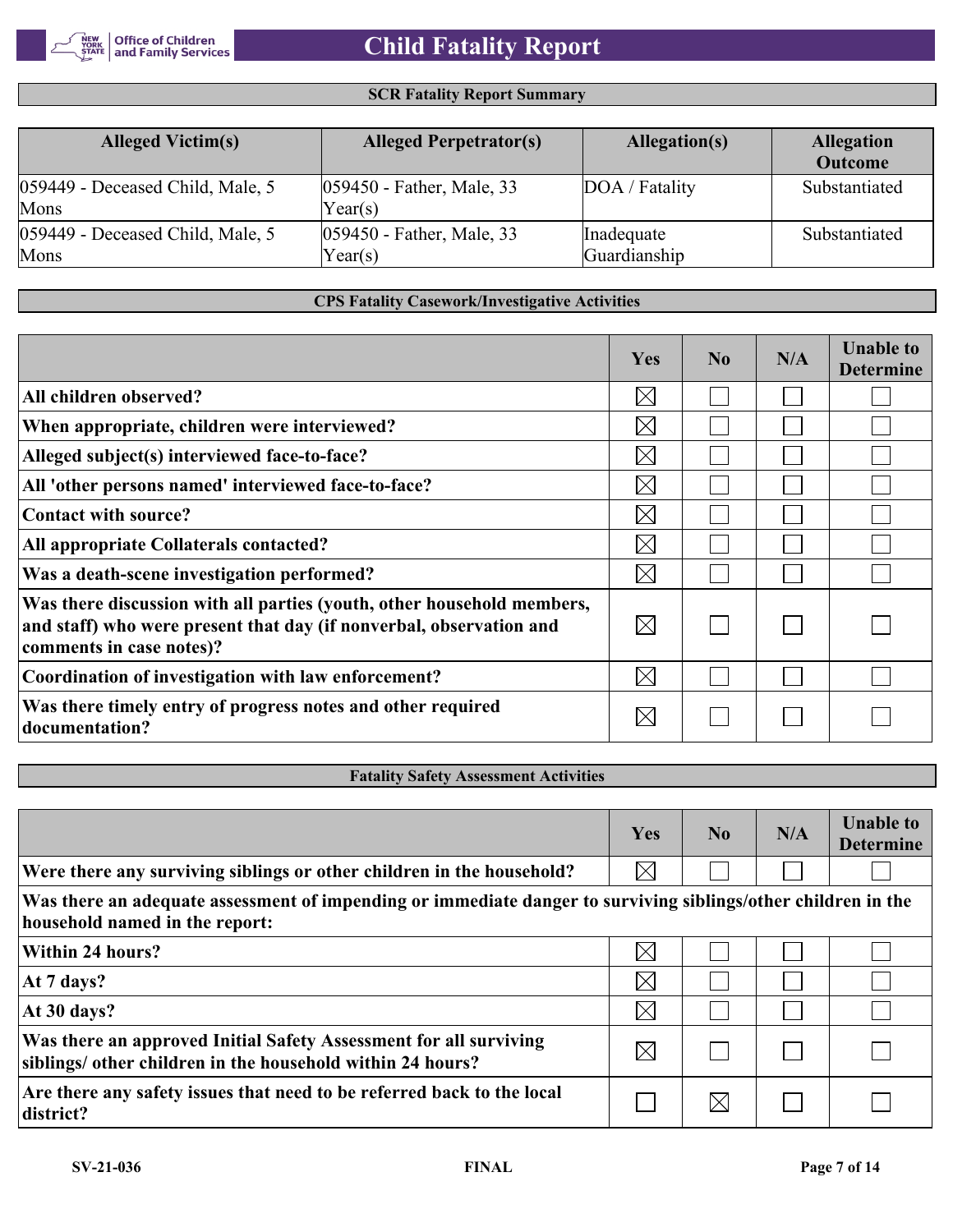## SCR Fatality Report Summary

| Alleged Victim(s) | Alleged Perpetrator(s) | Allegation(s) | Allegation Outcome |
|---|---|---|---|
| 059449 - Deceased Child, Male, 5 Mons | 059450 - Father, Male, 33 Year(s) | DOA / Fatality | Substantiated |
| 059449 - Deceased Child, Male, 5 Mons | 059450 - Father, Male, 33 Year(s) | Inadequate Guardianship | Substantiated |

## CPS Fatality Casework/Investigative Activities

| | Yes | No | N/A | Unable to Determine |
|---|---|---|---|---|
| **All children observed?** | ☒ | ☐ | ☐ | ☐ |
| **When appropriate, children were interviewed?** | ☒ | ☐ | ☐ | ☐ |
| **Alleged subject(s) interviewed face-to-face?** | ☒ | ☐ | ☐ | ☐ |
| **All 'other persons named' interviewed face-to-face?** | ☒ | ☐ | ☐ | ☐ |
| **Contact with source?** | ☒ | ☐ | ☐ | ☐ |
| **All appropriate Collaterals contacted?** | ☒ | ☐ | ☐ | ☐ |
| **Was a death-scene investigation performed?** | ☒ | ☐ | ☐ | ☐ |
| **Was there discussion with all parties (youth, other household members, and staff) who were present that day (if nonverbal, observation and comments in case notes)?** | ☒ | ☐ | ☐ | ☐ |
| **Coordination of investigation with law enforcement?** | ☒ | ☐ | ☐ | ☐ |
| **Was there timely entry of progress notes and other required documentation?** | ☒ | ☐ | ☐ | ☐ |

## Fatality Safety Assessment Activities

| | Yes | No | N/A | Unable to Determine |
|---|---|---|---|---|
| **Were there any surviving siblings or other children in the household?** | ☒ | ☐ | ☐ | ☐ |
| **Was there an adequate assessment of impending or immediate danger to surviving siblings/other children in the household named in the report:** | | | | |
| **Within 24 hours?** | ☒ | ☐ | ☐ | ☐ |
| **At 7 days?** | ☒ | ☐ | ☐ | ☐ |
| **At 30 days?** | ☒ | ☐ | ☐ | ☐ |
| **Was there an approved Initial Safety Assessment for all surviving siblings/ other children in the household within 24 hours?** | ☒ | ☐ | ☐ | ☐ |
| **Are there any safety issues that need to be referred back to the local district?** | ☐ | ☒ | ☐ | ☐ |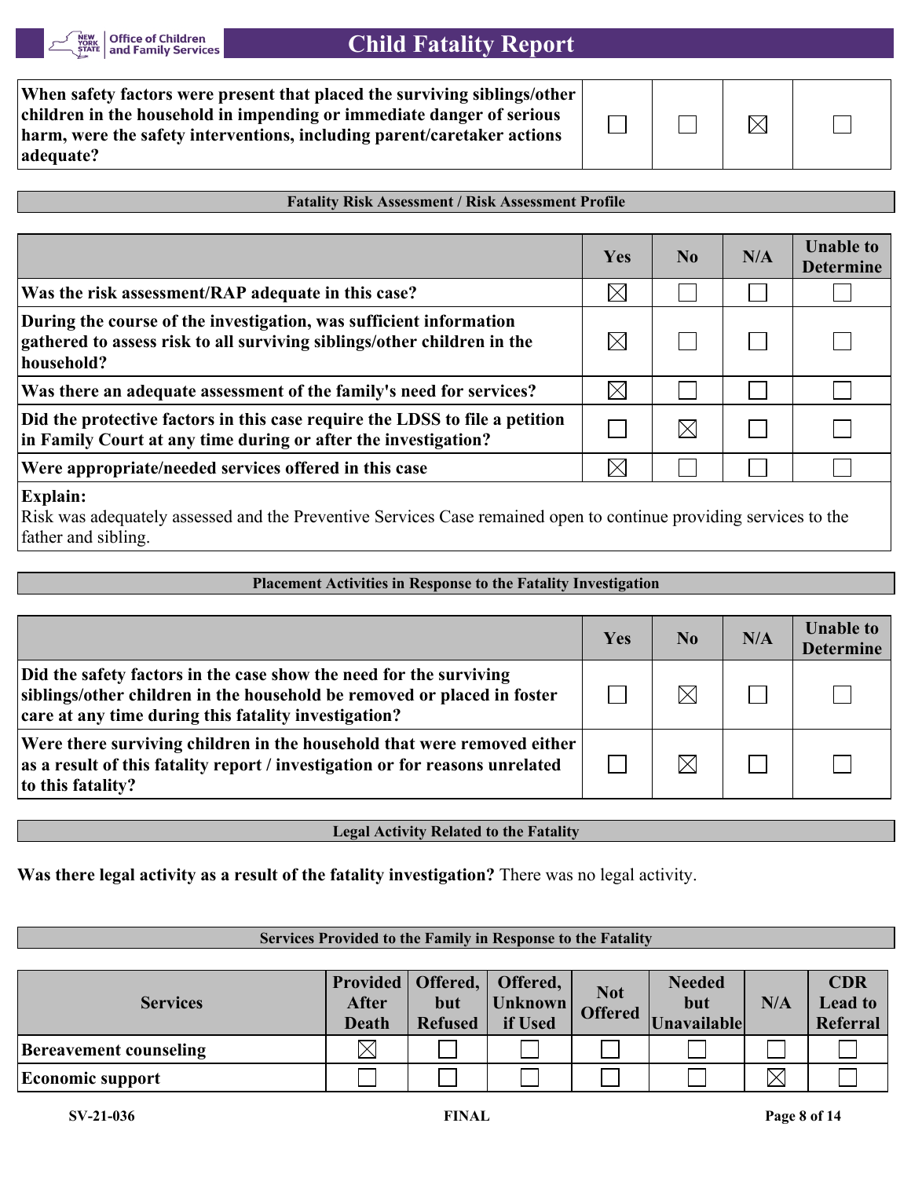| | | | | |
|---|---|---|---|---|
| **When safety factors were present that placed the surviving siblings/other children in the household in impending or immediate danger of serious harm, were the safety interventions, including parent/caretaker actions adequate?** | ☐ | ☐ | ☒ | ☐ |

### Fatality Risk Assessment / Risk Assessment Profile

| | Yes | No | N/A | Unable to Determine |
|---|---|---|---|---|
| **Was the risk assessment/RAP adequate in this case?** | ☒ | ☐ | ☐ | ☐ |
| **During the course of the investigation, was sufficient information gathered to assess risk to all surviving siblings/other children in the household?** | ☒ | ☐ | ☐ | ☐ |
| **Was there an adequate assessment of the family's need for services?** | ☒ | ☐ | ☐ | ☐ |
| **Did the protective factors in this case require the LDSS to file a petition in Family Court at any time during or after the investigation?** | ☐ | ☒ | ☐ | ☐ |
| **Were appropriate/needed services offered in this case** | ☒ | ☐ | ☐ | ☐ |

**Explain:**
Risk was adequately assessed and the Preventive Services Case remained open to continue providing services to the father and sibling.

### Placement Activities in Response to the Fatality Investigation

| | Yes | No | N/A | Unable to Determine |
|---|---|---|---|---|
| **Did the safety factors in the case show the need for the surviving siblings/other children in the household be removed or placed in foster care at any time during this fatality investigation?** | ☐ | ☒ | ☐ | ☐ |
| **Were there surviving children in the household that were removed either as a result of this fatality report / investigation or for reasons unrelated to this fatality?** | ☐ | ☒ | ☐ | ☐ |

### Legal Activity Related to the Fatality

**Was there legal activity as a result of the fatality investigation?** There was no legal activity.

### Services Provided to the Family in Response to the Fatality

| Services | Provided After Death | Offered, but Refused | Offered, Unknown if Used | Not Offered | Needed but Unavailable | N/A | CDR Lead to Referral |
|---|---|---|---|---|---|---|---|
| **Bereavement counseling** | ☒ | ☐ | ☐ | ☐ | ☐ | ☐ | ☐ |
| **Economic support** | ☐ | ☐ | ☐ | ☐ | ☐ | ☒ | ☐ |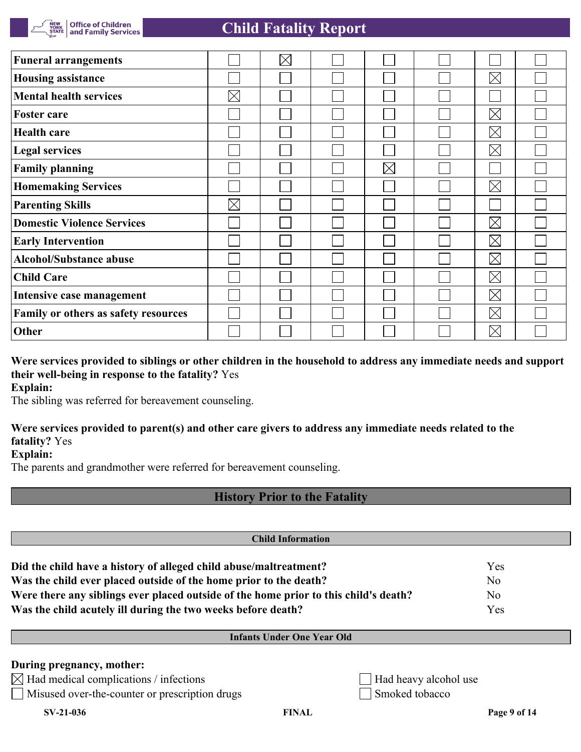| | | | | | | | |
|---|---|---|---|---|---|---|---|
| **Funeral arrangements** | ☐ | ☒ | ☐ | ☐ | ☐ | ☐ | ☐ |
| **Housing assistance** | ☐ | ☐ | ☐ | ☐ | ☐ | ☒ | ☐ |
| **Mental health services** | ☒ | ☐ | ☐ | ☐ | ☐ | ☐ | ☐ |
| **Foster care** | ☐ | ☐ | ☐ | ☐ | ☐ | ☒ | ☐ |
| **Health care** | ☐ | ☐ | ☐ | ☐ | ☐ | ☒ | ☐ |
| **Legal services** | ☐ | ☐ | ☐ | ☐ | ☐ | ☒ | ☐ |
| **Family planning** | ☐ | ☐ | ☐ | ☒ | ☐ | ☐ | ☐ |
| **Homemaking Services** | ☐ | ☐ | ☐ | ☐ | ☐ | ☒ | ☐ |
| **Parenting Skills** | ☒ | ☐ | ☐ | ☐ | ☐ | ☐ | ☐ |
| **Domestic Violence Services** | ☐ | ☐ | ☐ | ☐ | ☐ | ☒ | ☐ |
| **Early Intervention** | ☐ | ☐ | ☐ | ☐ | ☐ | ☒ | ☐ |
| **Alcohol/Substance abuse** | ☐ | ☐ | ☐ | ☐ | ☐ | ☒ | ☐ |
| **Child Care** | ☐ | ☐ | ☐ | ☐ | ☐ | ☒ | ☐ |
| **Intensive case management** | ☐ | ☐ | ☐ | ☐ | ☐ | ☒ | ☐ |
| **Family or others as safety resources** | ☐ | ☐ | ☐ | ☐ | ☐ | ☒ | ☐ |
| **Other** | ☐ | ☐ | ☐ | ☐ | ☐ | ☒ | ☐ |

**Were services provided to siblings or other children in the household to address any immediate needs and support their well-being in response to the fatality?** Yes

**Explain:**

The sibling was referred for bereavement counseling.

**Were services provided to parent(s) and other care givers to address any immediate needs related to the fatality?** Yes

**Explain:**

The parents and grandmother were referred for bereavement counseling.

## History Prior to the Fatality

### Child Information

| | |
|---|---|
| **Did the child have a history of alleged child abuse/maltreatment?** | Yes |
| **Was the child ever placed outside of the home prior to the death?** | No |
| **Were there any siblings ever placed outside of the home prior to this child's death?** | No |
| **Was the child acutely ill during the two weeks before death?** | Yes |

### Infants Under One Year Old

**During pregnancy, mother:**

- ☒ Had medical complications / infections
- ☐ Misused over-the-counter or prescription drugs
- ☐ Had heavy alcohol use
- ☐ Smoked tobacco

SV-21-036 FINAL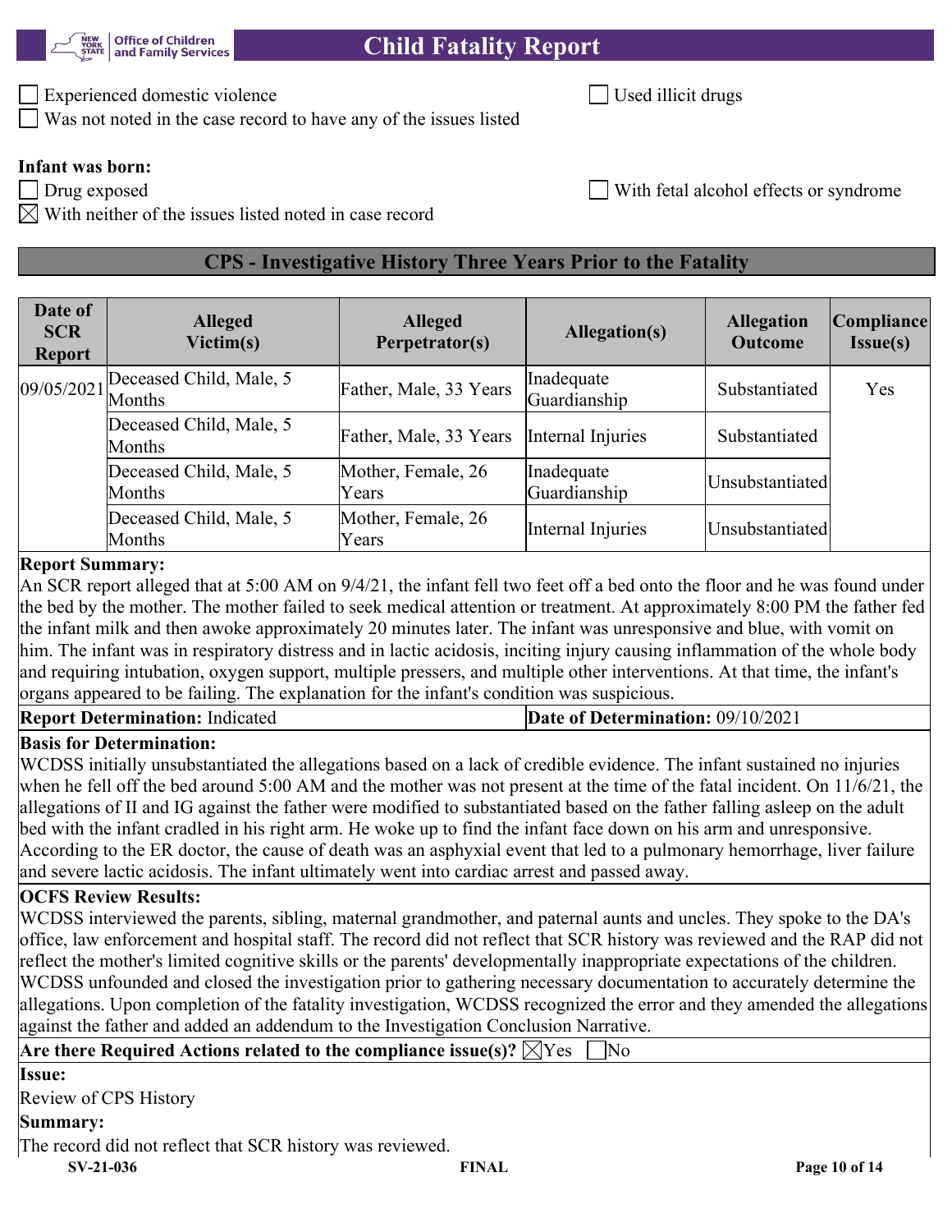☐ Experienced domestic violence ☐ Used illicit drugs

☐ Was not noted in the case record to have any of the issues listed

**Infant was born:**

☐ Drug exposed ☐ With fetal alcohol effects or syndrome

☒ With neither of the issues listed noted in case record

## CPS - Investigative History Three Years Prior to the Fatality

| Date of SCR Report | Alleged Victim(s) | Alleged Perpetrator(s) | Allegation(s) | Allegation Outcome | Compliance Issue(s) |
|---|---|---|---|---|---|
| 09/05/2021 | Deceased Child, Male, 5 Months | Father, Male, 33 Years | Inadequate Guardianship | Substantiated | Yes |
| | Deceased Child, Male, 5 Months | Father, Male, 33 Years | Internal Injuries | Substantiated | |
| | Deceased Child, Male, 5 Months | Mother, Female, 26 Years | Inadequate Guardianship | Unsubstantiated | |
| | Deceased Child, Male, 5 Months | Mother, Female, 26 Years | Internal Injuries | Unsubstantiated | |

**Report Summary:**

An SCR report alleged that at 5:00 AM on 9/4/21, the infant fell two feet off a bed onto the floor and he was found under the bed by the mother. The mother failed to seek medical attention or treatment. At approximately 8:00 PM the father fed the infant milk and then awoke approximately 20 minutes later. The infant was unresponsive and blue, with vomit on him. The infant was in respiratory distress and in lactic acidosis, inciting injury causing inflammation of the whole body and requiring intubation, oxygen support, multiple pressers, and multiple other interventions. At that time, the infant's organs appeared to be failing. The explanation for the infant's condition was suspicious.

**Report Determination:** Indicated **Date of Determination:** 09/10/2021

**Basis for Determination:**

WCDSS initially unsubstantiated the allegations based on a lack of credible evidence. The infant sustained no injuries when he fell off the bed around 5:00 AM and the mother was not present at the time of the fatal incident. On 11/6/21, the allegations of II and IG against the father were modified to substantiated based on the father falling asleep on the adult bed with the infant cradled in his right arm. He woke up to find the infant face down on his arm and unresponsive. According to the ER doctor, the cause of death was an asphyxial event that led to a pulmonary hemorrhage, liver failure and severe lactic acidosis. The infant ultimately went into cardiac arrest and passed away.

**OCFS Review Results:**

WCDSS interviewed the parents, sibling, maternal grandmother, and paternal aunts and uncles. They spoke to the DA's office, law enforcement and hospital staff. The record did not reflect that SCR history was reviewed and the RAP did not reflect the mother's limited cognitive skills or the parents' developmentally inappropriate expectations of the children. WCDSS unfounded and closed the investigation prior to gathering necessary documentation to accurately determine the allegations. Upon completion of the fatality investigation, WCDSS recognized the error and they amended the allegations against the father and added an addendum to the Investigation Conclusion Narrative.

**Are there Required Actions related to the compliance issue(s)?** ☒Yes ☐No

**Issue:**

Review of CPS History

**Summary:**

The record did not reflect that SCR history was reviewed.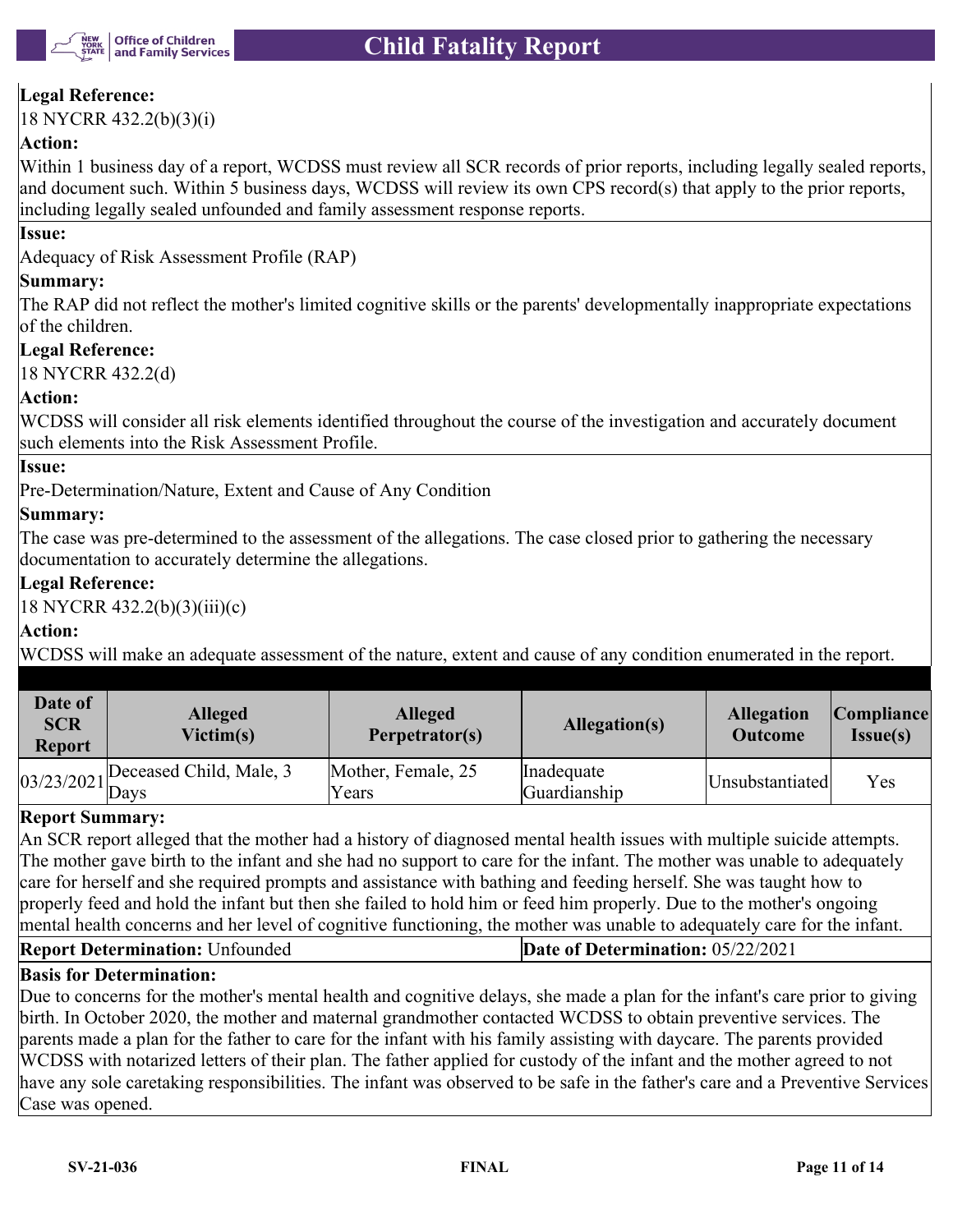**Legal Reference:**

18 NYCRR 432.2(b)(3)(i)

**Action:**

Within 1 business day of a report, WCDSS must review all SCR records of prior reports, including legally sealed reports, and document such. Within 5 business days, WCDSS will review its own CPS record(s) that apply to the prior reports, including legally sealed unfounded and family assessment response reports.

**Issue:**

Adequacy of Risk Assessment Profile (RAP)

**Summary:**

The RAP did not reflect the mother's limited cognitive skills or the parents' developmentally inappropriate expectations of the children.

**Legal Reference:**

18 NYCRR 432.2(d)

**Action:**

WCDSS will consider all risk elements identified throughout the course of the investigation and accurately document such elements into the Risk Assessment Profile.

**Issue:**

Pre-Determination/Nature, Extent and Cause of Any Condition

**Summary:**

The case was pre-determined to the assessment of the allegations. The case closed prior to gathering the necessary documentation to accurately determine the allegations.

**Legal Reference:**

18 NYCRR 432.2(b)(3)(iii)(c)

**Action:**

WCDSS will make an adequate assessment of the nature, extent and cause of any condition enumerated in the report.

| Date of SCR Report | Alleged Victim(s) | Alleged Perpetrator(s) | Allegation(s) | Allegation Outcome | Compliance Issue(s) |
|---|---|---|---|---|---|
| 03/23/2021 | Deceased Child, Male, 3 Days | Mother, Female, 25 Years | Inadequate Guardianship | Unsubstantiated | Yes |

**Report Summary:**

An SCR report alleged that the mother had a history of diagnosed mental health issues with multiple suicide attempts. The mother gave birth to the infant and she had no support to care for the infant. The mother was unable to adequately care for herself and she required prompts and assistance with bathing and feeding herself. She was taught how to properly feed and hold the infant but then she failed to hold him or feed him properly. Due to the mother's ongoing mental health concerns and her level of cognitive functioning, the mother was unable to adequately care for the infant.

**Report Determination:** Unfounded | **Date of Determination:** 05/22/2021

**Basis for Determination:**

Due to concerns for the mother's mental health and cognitive delays, she made a plan for the infant's care prior to giving birth. In October 2020, the mother and maternal grandmother contacted WCDSS to obtain preventive services. The parents made a plan for the father to care for the infant with his family assisting with daycare. The parents provided WCDSS with notarized letters of their plan. The father applied for custody of the infant and the mother agreed to not have any sole caretaking responsibilities. The infant was observed to be safe in the father's care and a Preventive Services Case was opened.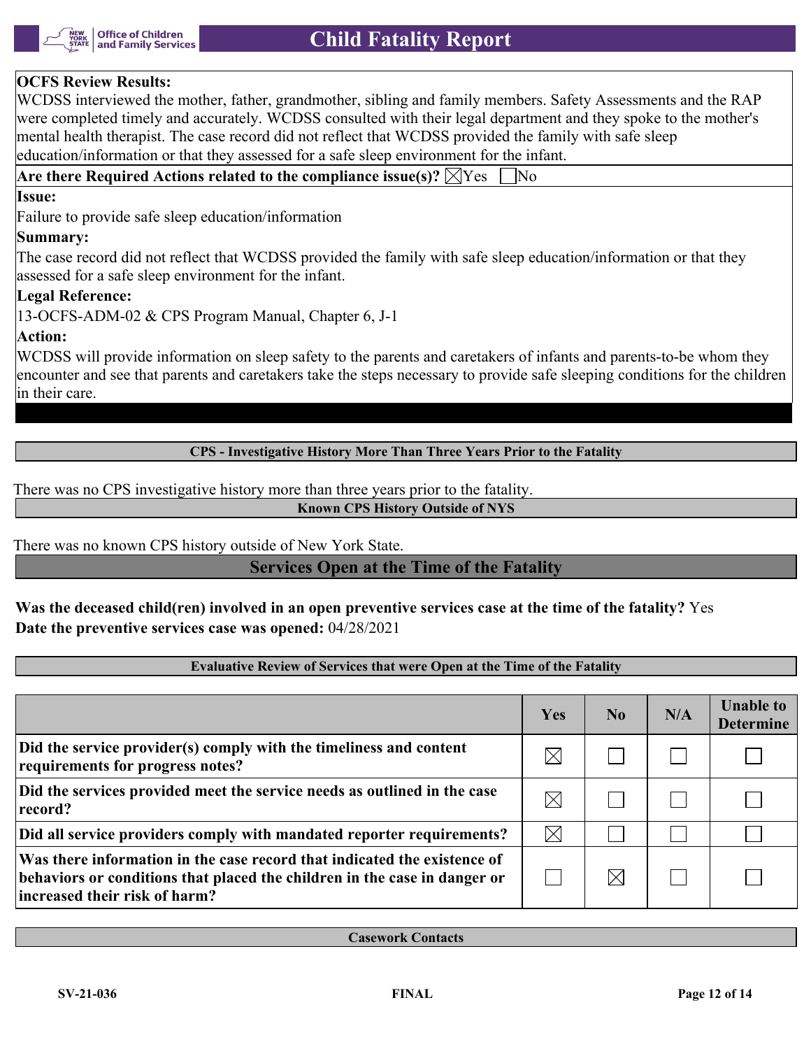**OCFS Review Results:**
WCDSS interviewed the mother, father, grandmother, sibling and family members. Safety Assessments and the RAP were completed timely and accurately. WCDSS consulted with their legal department and they spoke to the mother's mental health therapist. The case record did not reflect that WCDSS provided the family with safe sleep education/information or that they assessed for a safe sleep environment for the infant.

**Are there Required Actions related to the compliance issue(s)?** ☒Yes ☐No

**Issue:**
Failure to provide safe sleep education/information

**Summary:**
The case record did not reflect that WCDSS provided the family with safe sleep education/information or that they assessed for a safe sleep environment for the infant.

**Legal Reference:**
13-OCFS-ADM-02 & CPS Program Manual, Chapter 6, J-1

**Action:**
WCDSS will provide information on sleep safety to the parents and caretakers of infants and parents-to-be whom they encounter and see that parents and caretakers take the steps necessary to provide safe sleeping conditions for the children in their care.

### CPS - Investigative History More Than Three Years Prior to the Fatality

There was no CPS investigative history more than three years prior to the fatality.

### Known CPS History Outside of NYS

There was no known CPS history outside of New York State.

## Services Open at the Time of the Fatality

**Was the deceased child(ren) involved in an open preventive services case at the time of the fatality?** Yes
**Date the preventive services case was opened:** 04/28/2021

### Evaluative Review of Services that were Open at the Time of the Fatality

| | Yes | No | N/A | Unable to Determine |
|---|---|---|---|---|
| **Did the service provider(s) comply with the timeliness and content requirements for progress notes?** | ☒ | ☐ | ☐ | ☐ |
| **Did the services provided meet the service needs as outlined in the case record?** | ☒ | ☐ | ☐ | ☐ |
| **Did all service providers comply with mandated reporter requirements?** | ☒ | ☐ | ☐ | ☐ |
| **Was there information in the case record that indicated the existence of behaviors or conditions that placed the children in the case in danger or increased their risk of harm?** | ☐ | ☒ | ☐ | ☐ |

### Casework Contacts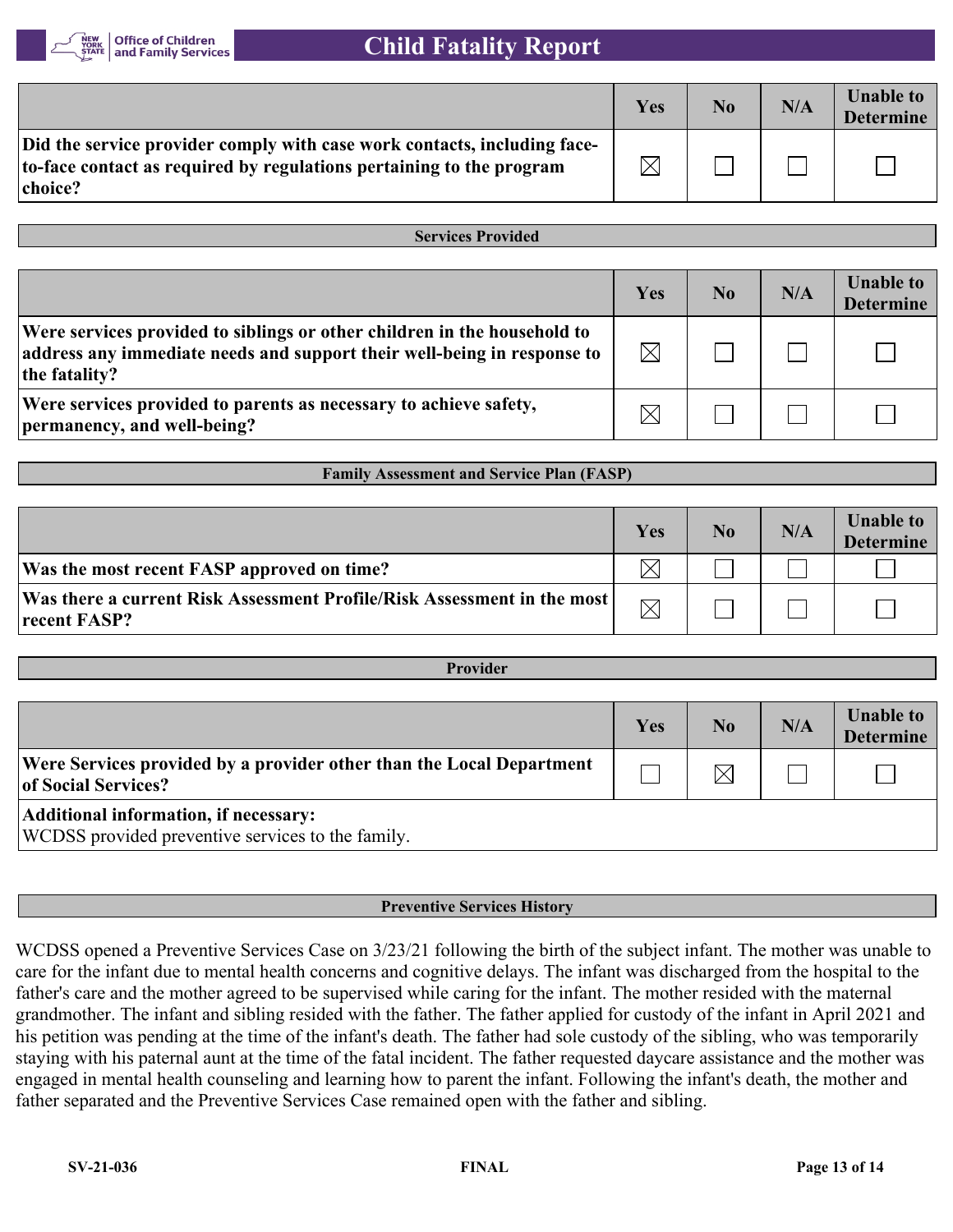| | Yes | No | N/A | Unable to Determine |
|---|---|---|---|---|
| **Did the service provider comply with case work contacts, including face-to-face contact as required by regulations pertaining to the program choice?** | ☒ | ☐ | ☐ | ☐ |

## Services Provided

| | Yes | No | N/A | Unable to Determine |
|---|---|---|---|---|
| **Were services provided to siblings or other children in the household to address any immediate needs and support their well-being in response to the fatality?** | ☒ | ☐ | ☐ | ☐ |
| **Were services provided to parents as necessary to achieve safety, permanency, and well-being?** | ☒ | ☐ | ☐ | ☐ |

## Family Assessment and Service Plan (FASP)

| | Yes | No | N/A | Unable to Determine |
|---|---|---|---|---|
| **Was the most recent FASP approved on time?** | ☒ | ☐ | ☐ | ☐ |
| **Was there a current Risk Assessment Profile/Risk Assessment in the most recent FASP?** | ☒ | ☐ | ☐ | ☐ |

## Provider

| | Yes | No | N/A | Unable to Determine |
|---|---|---|---|---|
| **Were Services provided by a provider other than the Local Department of Social Services?** | ☐ | ☒ | ☐ | ☐ |

**Additional information, if necessary:**
WCDSS provided preventive services to the family.

## Preventive Services History

WCDSS opened a Preventive Services Case on 3/23/21 following the birth of the subject infant. The mother was unable to care for the infant due to mental health concerns and cognitive delays. The infant was discharged from the hospital to the father's care and the mother agreed to be supervised while caring for the infant. The mother resided with the maternal grandmother. The infant and sibling resided with the father. The father applied for custody of the infant in April 2021 and his petition was pending at the time of the infant's death. The father had sole custody of the sibling, who was temporarily staying with his paternal aunt at the time of the fatal incident. The father requested daycare assistance and the mother was engaged in mental health counseling and learning how to parent the infant. Following the infant's death, the mother and father separated and the Preventive Services Case remained open with the father and sibling.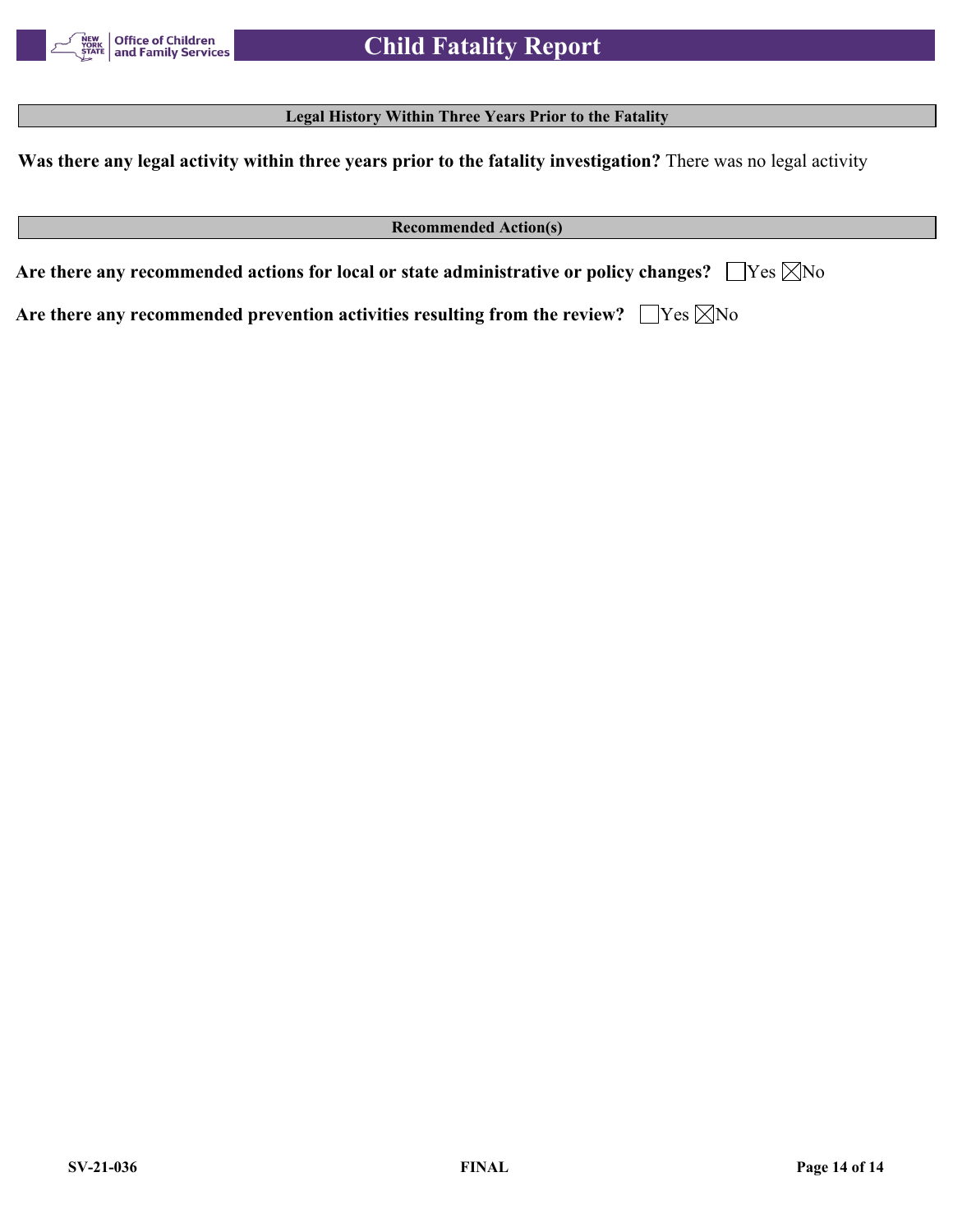## Legal History Within Three Years Prior to the Fatality

**Was there any legal activity within three years prior to the fatality investigation?** There was no legal activity

## Recommended Action(s)

**Are there any recommended actions for local or state administrative or policy changes?** ☐Yes ☒No

**Are there any recommended prevention activities resulting from the review?** ☐Yes ☒No